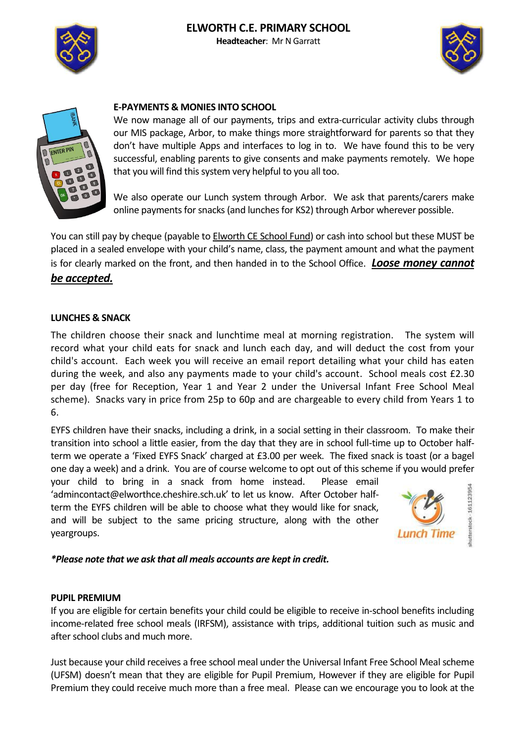# ELWORTH C.E. PRIMARY SCHOOL

**Headteacher**: Mr N Garratt

## E-PAYMENTS & MONIES INTO SCHOOL

We now manage all of our payments, trips and extra-curricular activity clubs through our MIS package, Arbor, to make things more straightforward for parents so that they don't have multiple Apps and interfaces to log in to. We have found this to be very successful, enabling parents to give consents and make payments remotely. We hope that you will find this system very helpful to you all too.

We also operate our Lunch system through Arbor. We ask that parents/carers make online payments for snacks (and lunches for KS2) through Arbor wherever possible.

You can still pay by cheque (payable to Elworth CE School Fund) or cash into school but these MUST be placed in a sealed envelope with your child's name, class, the payment amount and what the payment is for clearly marked on the front, and then handed in to the School Office. ***Loose money cannot be accepted.***

## LUNCHES & SNACK

The children choose their snack and lunchtime meal at morning registration. The system will record what your child eats for snack and lunch each day, and will deduct the cost from your child's account. Each week you will receive an email report detailing what your child has eaten during the week, and also any payments made to your child's account. School meals cost £2.30 per day (free for Reception, Year 1 and Year 2 under the Universal Infant Free School Meal scheme). Snacks vary in price from 25p to 60p and are chargeable to every child from Years 1 to 6.

EYFS children have their snacks, including a drink, in a social setting in their classroom. To make their transition into school a little easier, from the day that they are in school full-time up to October half-term we operate a 'Fixed EYFS Snack' charged at £3.00 per week. The fixed snack is toast (or a bagel one day a week) and a drink. You are of course welcome to opt out of this scheme if you would prefer your child to bring in a snack from home instead. Please email 'admincontact@elworthce.cheshire.sch.uk' to let us know. After October half-term the EYFS children will be able to choose what they would like for snack, and will be subject to the same pricing structure, along with the other yeargroups.

***Please note that we ask that all meals accounts are kept in credit.***

## PUPIL PREMIUM

If you are eligible for certain benefits your child could be eligible to receive in-school benefits including income-related free school meals (IRFSM), assistance with trips, additional tuition such as music and after school clubs and much more.

Just because your child receives a free school meal under the Universal Infant Free School Meal scheme (UFSM) doesn't mean that they are eligible for Pupil Premium, However if they are eligible for Pupil Premium they could receive much more than a free meal. Please can we encourage you to look at the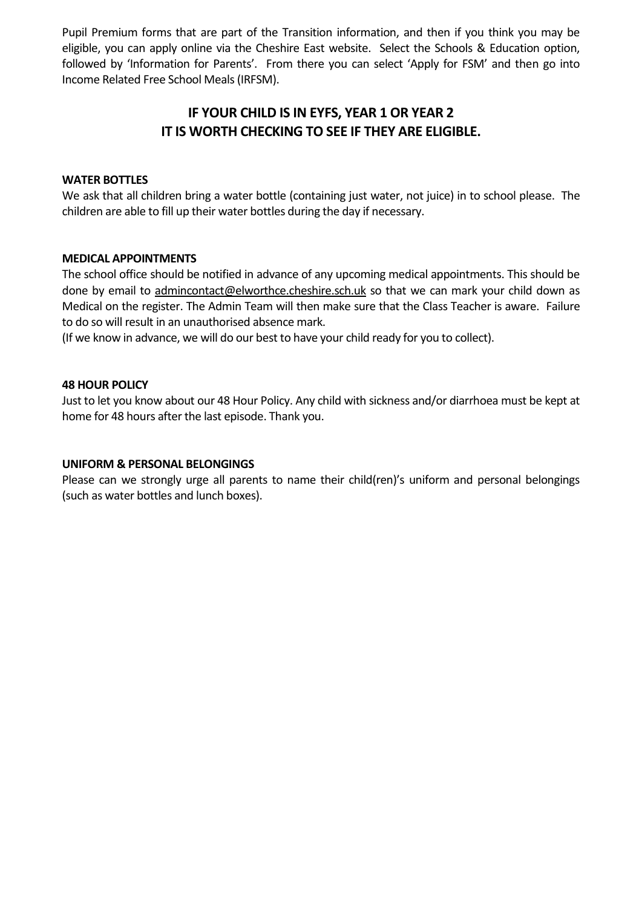Pupil Premium forms that are part of the Transition information, and then if you think you may be eligible, you can apply online via the Cheshire East website. Select the Schools & Education option, followed by 'Information for Parents'. From there you can select 'Apply for FSM' and then go into Income Related Free School Meals (IRFSM).

**IF YOUR CHILD IS IN EYFS, YEAR 1 OR YEAR 2**
**IT IS WORTH CHECKING TO SEE IF THEY ARE ELIGIBLE.**

**WATER BOTTLES**

We ask that all children bring a water bottle (containing just water, not juice) in to school please. The children are able to fill up their water bottles during the day if necessary.

**MEDICAL APPOINTMENTS**

The school office should be notified in advance of any upcoming medical appointments. This should be done by email to admincontact@elworthce.cheshire.sch.uk so that we can mark your child down as Medical on the register. The Admin Team will then make sure that the Class Teacher is aware. Failure to do so will result in an unauthorised absence mark.

(If we know in advance, we will do our best to have your child ready for you to collect).

**48 HOUR POLICY**

Just to let you know about our 48 Hour Policy. Any child with sickness and/or diarrhoea must be kept at home for 48 hours after the last episode. Thank you.

**UNIFORM & PERSONAL BELONGINGS**

Please can we strongly urge all parents to name their child(ren)'s uniform and personal belongings (such as water bottles and lunch boxes).